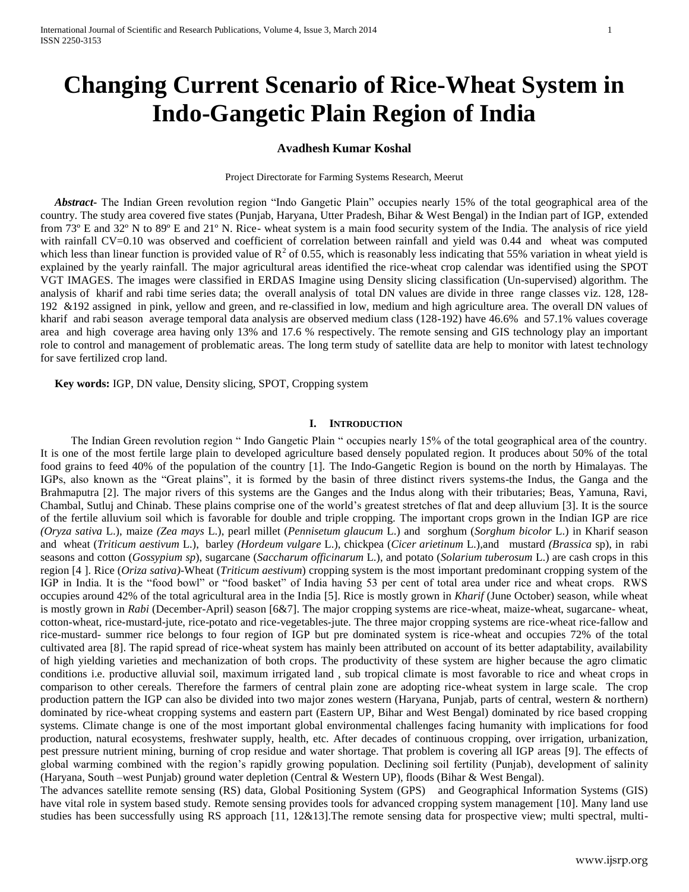# Changing Current Scenario of Rice-Wheat System in Indo-Gangetic Plain Region of India

**Avadhesh Kumar Koshal**

Project Directorate for Farming Systems Research, Meerut

***Abstract-*** The Indian Green revolution region "Indo Gangetic Plain" occupies nearly 15% of the total geographical area of the country. The study area covered five states (Punjab, Haryana, Utter Pradesh, Bihar & West Bengal) in the Indian part of IGP, extended from 73º E and 32º N to 89º E and 21º N. Rice- wheat system is a main food security system of the India. The analysis of rice yield with rainfall CV=0.10 was observed and coefficient of correlation between rainfall and yield was 0.44 and wheat was computed which less than linear function is provided value of $R^2$ of 0.55, which is reasonably less indicating that 55% variation in wheat yield is explained by the yearly rainfall. The major agricultural areas identified the rice-wheat crop calendar was identified using the SPOT VGT IMAGES. The images were classified in ERDAS Imagine using Density slicing classification (Un-supervised) algorithm. The analysis of kharif and rabi time series data; the overall analysis of total DN values are divide in three range classes viz. 128, 128-192 &192 assigned in pink, yellow and green, and re-classified in low, medium and high agriculture area. The overall DN values of kharif and rabi season average temporal data analysis are observed medium class (128-192) have 46.6% and 57.1% values coverage area and high coverage area having only 13% and 17.6 % respectively. The remote sensing and GIS technology play an important role to control and management of problematic areas. The long term study of satellite data are help to monitor with latest technology for save fertilized crop land.

**Key words:** IGP, DN value, Density slicing, SPOT, Cropping system

## I. Introduction

The Indian Green revolution region " Indo Gangetic Plain " occupies nearly 15% of the total geographical area of the country. It is one of the most fertile large plain to developed agriculture based densely populated region. It produces about 50% of the total food grains to feed 40% of the population of the country [1]. The Indo-Gangetic Region is bound on the north by Himalayas. The IGPs, also known as the "Great plains", it is formed by the basin of three distinct rivers systems-the Indus, the Ganga and the Brahmaputra [2]. The major rivers of this systems are the Ganges and the Indus along with their tributaries; Beas, Yamuna, Ravi, Chambal, Sutluj and Chinab. These plains comprise one of the world's greatest stretches of flat and deep alluvium [3]. It is the source of the fertile alluvium soil which is favorable for double and triple cropping. The important crops grown in the Indian IGP are rice *(Oryza sativa* L.), maize *(Zea mays* L.), pearl millet (*Pennisetum glaucum* L.) and sorghum (*Sorghum bicolor* L.) in Kharif season and wheat (*Triticum aestivum* L.), barley *(Hordeum vulgare* L.), chickpea (*Cicer arietinum* L.),and mustard *(Brassica* sp), in rabi seasons and cotton (*Gossypium sp*), sugarcane (*Saccharum officinarum* L.), and potato (*Solarium tuberosum* L.) are cash crops in this region [4 ]. Rice (*Oriza sativa)*-Wheat (*Triticum aestivum*) cropping system is the most important predominant cropping system of the IGP in India. It is the "food bowl" or "food basket" of India having 53 per cent of total area under rice and wheat crops. RWS occupies around 42% of the total agricultural area in the India [5]. Rice is mostly grown in *Kharif* (June October) season, while wheat is mostly grown in *Rabi* (December-April) season [6&7]. The major cropping systems are rice-wheat, maize-wheat, sugarcane- wheat, cotton-wheat, rice-mustard-jute, rice-potato and rice-vegetables-jute. The three major cropping systems are rice-wheat rice-fallow and rice-mustard- summer rice belongs to four region of IGP but pre dominated system is rice-wheat and occupies 72% of the total cultivated area [8]. The rapid spread of rice-wheat system has mainly been attributed on account of its better adaptability, availability of high yielding varieties and mechanization of both crops. The productivity of these system are higher because the agro climatic conditions i.e. productive alluvial soil, maximum irrigated land , sub tropical climate is most favorable to rice and wheat crops in comparison to other cereals. Therefore the farmers of central plain zone are adopting rice-wheat system in large scale. The crop production pattern the IGP can also be divided into two major zones western (Haryana, Punjab, parts of central, western & northern) dominated by rice-wheat cropping systems and eastern part (Eastern UP, Bihar and West Bengal) dominated by rice based cropping systems. Climate change is one of the most important global environmental challenges facing humanity with implications for food production, natural ecosystems, freshwater supply, health, etc. After decades of continuous cropping, over irrigation, urbanization, pest pressure nutrient mining, burning of crop residue and water shortage. That problem is covering all IGP areas [9]. The effects of global warming combined with the region's rapidly growing population. Declining soil fertility (Punjab), development of salinity (Haryana, South –west Punjab) ground water depletion (Central & Western UP), floods (Bihar & West Bengal).

The advances satellite remote sensing (RS) data, Global Positioning System (GPS) and Geographical Information Systems (GIS) have vital role in system based study. Remote sensing provides tools for advanced cropping system management [10]. Many land use studies has been successfully using RS approach [11, 12&13].The remote sensing data for prospective view; multi spectral, multi-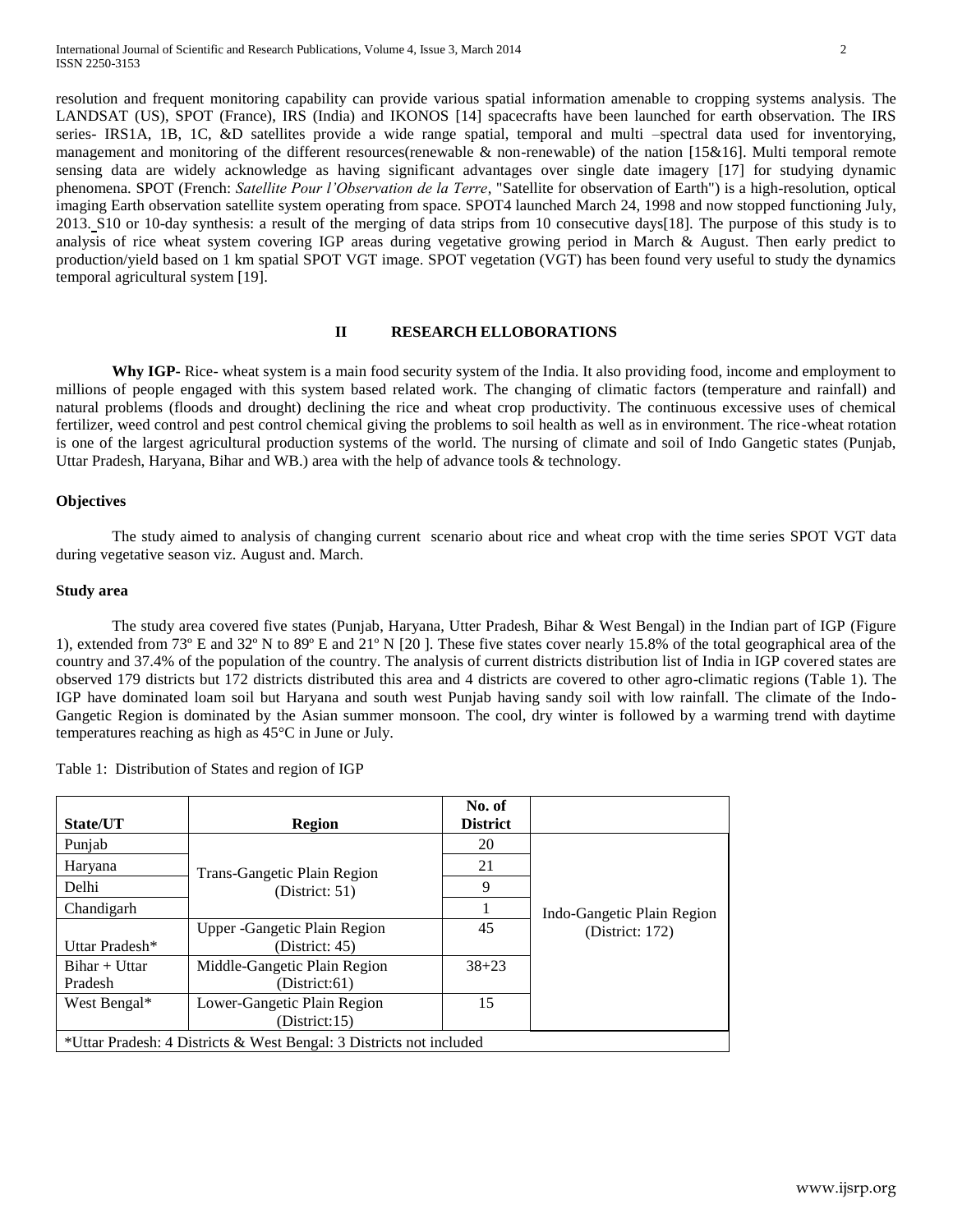resolution and frequent monitoring capability can provide various spatial information amenable to cropping systems analysis. The LANDSAT (US), SPOT (France), IRS (India) and IKONOS [14] spacecrafts have been launched for earth observation. The IRS series- IRS1A, 1B, 1C, &D satellites provide a wide range spatial, temporal and multi –spectral data used for inventorying, management and monitoring of the different resources(renewable & non-renewable) of the nation [15&16]. Multi temporal remote sensing data are widely acknowledge as having significant advantages over single date imagery [17] for studying dynamic phenomena. SPOT (French: *Satellite Pour l'Observation de la Terre*, "Satellite for observation of Earth") is a high-resolution, optical imaging Earth observation satellite system operating from space. SPOT4 launched March 24, 1998 and now stopped functioning July, 2013. S10 or 10-day synthesis: a result of the merging of data strips from 10 consecutive days[18]. The purpose of this study is to analysis of rice wheat system covering IGP areas during vegetative growing period in March & August. Then early predict to production/yield based on 1 km spatial SPOT VGT image. SPOT vegetation (VGT) has been found very useful to study the dynamics temporal agricultural system [19].

## II RESEARCH ELLOBORATIONS

**Why IGP-** Rice- wheat system is a main food security system of the India. It also providing food, income and employment to millions of people engaged with this system based related work. The changing of climatic factors (temperature and rainfall) and natural problems (floods and drought) declining the rice and wheat crop productivity. The continuous excessive uses of chemical fertilizer, weed control and pest control chemical giving the problems to soil health as well as in environment. The rice-wheat rotation is one of the largest agricultural production systems of the world. The nursing of climate and soil of Indo Gangetic states (Punjab, Uttar Pradesh, Haryana, Bihar and WB.) area with the help of advance tools & technology.

### Objectives

The study aimed to analysis of changing current scenario about rice and wheat crop with the time series SPOT VGT data during vegetative season viz. August and. March.

### Study area

The study area covered five states (Punjab, Haryana, Utter Pradesh, Bihar & West Bengal) in the Indian part of IGP (Figure 1), extended from 73º E and 32º N to 89º E and 21º N [20 ]. These five states cover nearly 15.8% of the total geographical area of the country and 37.4% of the population of the country. The analysis of current districts distribution list of India in IGP covered states are observed 179 districts but 172 districts distributed this area and 4 districts are covered to other agro-climatic regions (Table 1). The IGP have dominated loam soil but Haryana and south west Punjab having sandy soil with low rainfall. The climate of the Indo-Gangetic Region is dominated by the Asian summer monsoon. The cool, dry winter is followed by a warming trend with daytime temperatures reaching as high as 45°C in June or July.

Table 1: Distribution of States and region of IGP

| State/UT | Region | No. of District | |
|---|---|---|---|
| Punjab | Trans-Gangetic Plain Region (District: 51) | 20 | Indo-Gangetic Plain Region (District: 172) |
| Haryana | | 21 | |
| Delhi | | 9 | |
| Chandigarh | | 1 | |
| Uttar Pradesh* | Upper -Gangetic Plain Region (District: 45) | 45 | |
| Bihar + Uttar Pradesh | Middle-Gangetic Plain Region (District:61) | 38+23 | |
| West Bengal* | Lower-Gangetic Plain Region (District:15) | 15 | |
| *Uttar Pradesh: 4 Districts & West Bengal: 3 Districts not included | | | |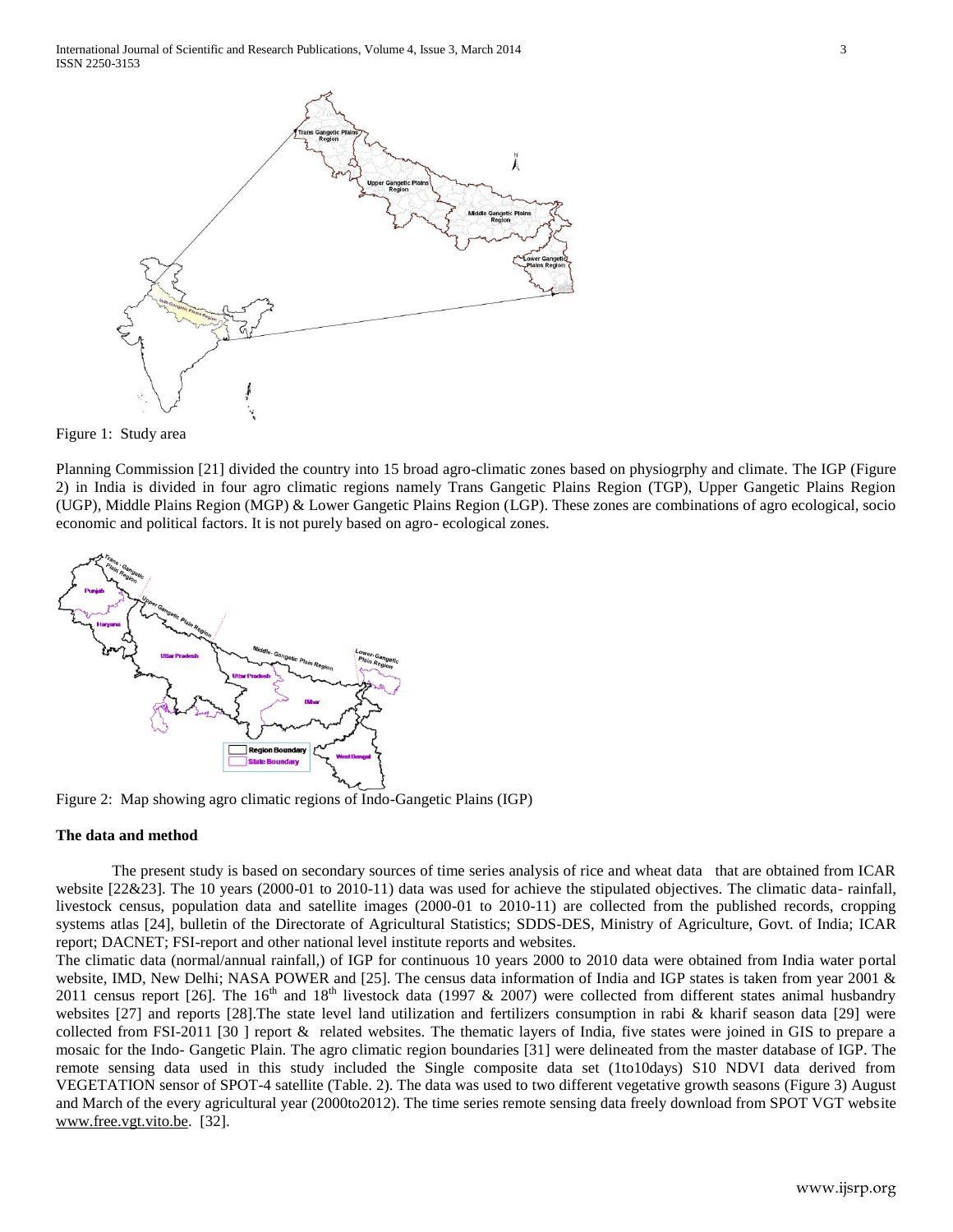Figure 1: Study area

Planning Commission [21] divided the country into 15 broad agro-climatic zones based on physiogrphy and climate. The IGP (Figure 2) in India is divided in four agro climatic regions namely Trans Gangetic Plains Region (TGP), Upper Gangetic Plains Region (UGP), Middle Plains Region (MGP) & Lower Gangetic Plains Region (LGP). These zones are combinations of agro ecological, socio economic and political factors. It is not purely based on agro- ecological zones.

Figure 2: Map showing agro climatic regions of Indo-Gangetic Plains (IGP)

**The data and method**

The present study is based on secondary sources of time series analysis of rice and wheat data that are obtained from ICAR website [22&23]. The 10 years (2000-01 to 2010-11) data was used for achieve the stipulated objectives. The climatic data- rainfall, livestock census, population data and satellite images (2000-01 to 2010-11) are collected from the published records, cropping systems atlas [24], bulletin of the Directorate of Agricultural Statistics; SDDS-DES, Ministry of Agriculture, Govt. of India; ICAR report; DACNET; FSI-report and other national level institute reports and websites.

The climatic data (normal/annual rainfall,) of IGP for continuous 10 years 2000 to 2010 data were obtained from India water portal website, IMD, New Delhi; NASA POWER and [25]. The census data information of India and IGP states is taken from year 2001 & 2011 census report [26]. The 16th and 18th livestock data (1997 & 2007) were collected from different states animal husbandry websites [27] and reports [28].The state level land utilization and fertilizers consumption in rabi & kharif season data [29] were collected from FSI-2011 [30 ] report & related websites. The thematic layers of India, five states were joined in GIS to prepare a mosaic for the Indo- Gangetic Plain. The agro climatic region boundaries [31] were delineated from the master database of IGP. The remote sensing data used in this study included the Single composite data set (1to10days) S10 NDVI data derived from VEGETATION sensor of SPOT-4 satellite (Table. 2). The data was used to two different vegetative growth seasons (Figure 3) August and March of the every agricultural year (2000to2012). The time series remote sensing data freely download from SPOT VGT website www.free.vgt.vito.be. [32].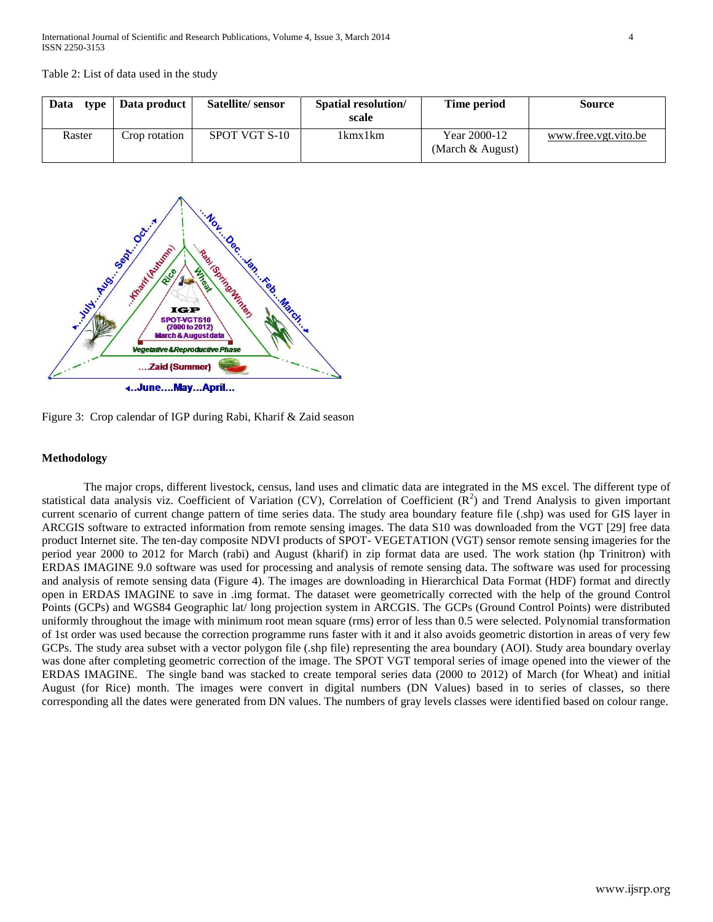Table 2: List of data used in the study

| Data type | Data product | Satellite/ sensor | Spatial resolution/ scale | Time period | Source |
|---|---|---|---|---|---|
| Raster | Crop rotation | SPOT VGT S-10 | 1kmx1km | Year 2000-12 (March & August) | www.free.vgt.vito.be |

Figure 3: Crop calendar of IGP during Rabi, Kharif & Zaid season

### Methodology

The major crops, different livestock, census, land uses and climatic data are integrated in the MS excel. The different type of statistical data analysis viz. Coefficient of Variation (CV), Correlation of Coefficient ($R^2$) and Trend Analysis to given important current scenario of current change pattern of time series data. The study area boundary feature file (.shp) was used for GIS layer in ARCGIS software to extracted information from remote sensing images. The data S10 was downloaded from the VGT [29] free data product Internet site. The ten-day composite NDVI products of SPOT- VEGETATION (VGT) sensor remote sensing imageries for the period year 2000 to 2012 for March (rabi) and August (kharif) in zip format data are used. The work station (hp Trinitron) with ERDAS IMAGINE 9.0 software was used for processing and analysis of remote sensing data. The software was used for processing and analysis of remote sensing data (Figure 4). The images are downloading in Hierarchical Data Format (HDF) format and directly open in ERDAS IMAGINE to save in .img format. The dataset were geometrically corrected with the help of the ground Control Points (GCPs) and WGS84 Geographic lat/ long projection system in ARCGIS. The GCPs (Ground Control Points) were distributed uniformly throughout the image with minimum root mean square (rms) error of less than 0.5 were selected. Polynomial transformation of 1st order was used because the correction programme runs faster with it and it also avoids geometric distortion in areas of very few GCPs. The study area subset with a vector polygon file (.shp file) representing the area boundary (AOI). Study area boundary overlay was done after completing geometric correction of the image. The SPOT VGT temporal series of image opened into the viewer of the ERDAS IMAGINE. The single band was stacked to create temporal series data (2000 to 2012) of March (for Wheat) and initial August (for Rice) month. The images were convert in digital numbers (DN Values) based in to series of classes, so there corresponding all the dates were generated from DN values. The numbers of gray levels classes were identified based on colour range.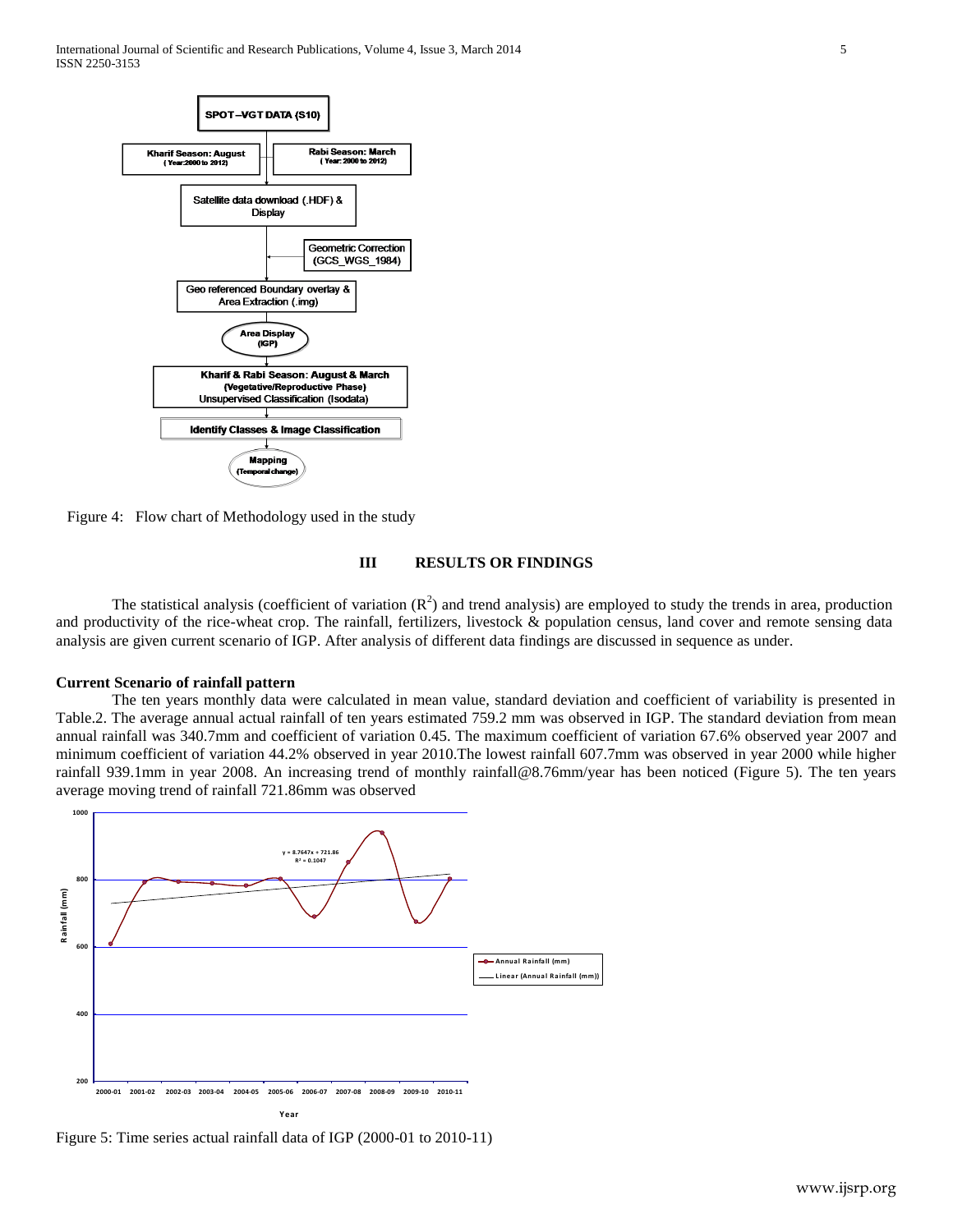Figure 4: Flow chart of Methodology used in the study

## III RESULTS OR FINDINGS

The statistical analysis (coefficient of variation ($R^2$) and trend analysis) are employed to study the trends in area, production and productivity of the rice-wheat crop. The rainfall, fertilizers, livestock & population census, land cover and remote sensing data analysis are given current scenario of IGP. After analysis of different data findings are discussed in sequence as under.

### Current Scenario of rainfall pattern

The ten years monthly data were calculated in mean value, standard deviation and coefficient of variability is presented in Table.2. The average annual actual rainfall of ten years estimated 759.2 mm was observed in IGP. The standard deviation from mean annual rainfall was 340.7mm and coefficient of variation 0.45. The maximum coefficient of variation 67.6% observed year 2007 and minimum coefficient of variation 44.2% observed in year 2010.The lowest rainfall 607.7mm was observed in year 2000 while higher rainfall 939.1mm in year 2008. An increasing trend of monthly rainfall@8.76mm/year has been noticed (Figure 5). The ten years average moving trend of rainfall 721.86mm was observed

Figure 5: Time series actual rainfall data of IGP (2000-01 to 2010-11)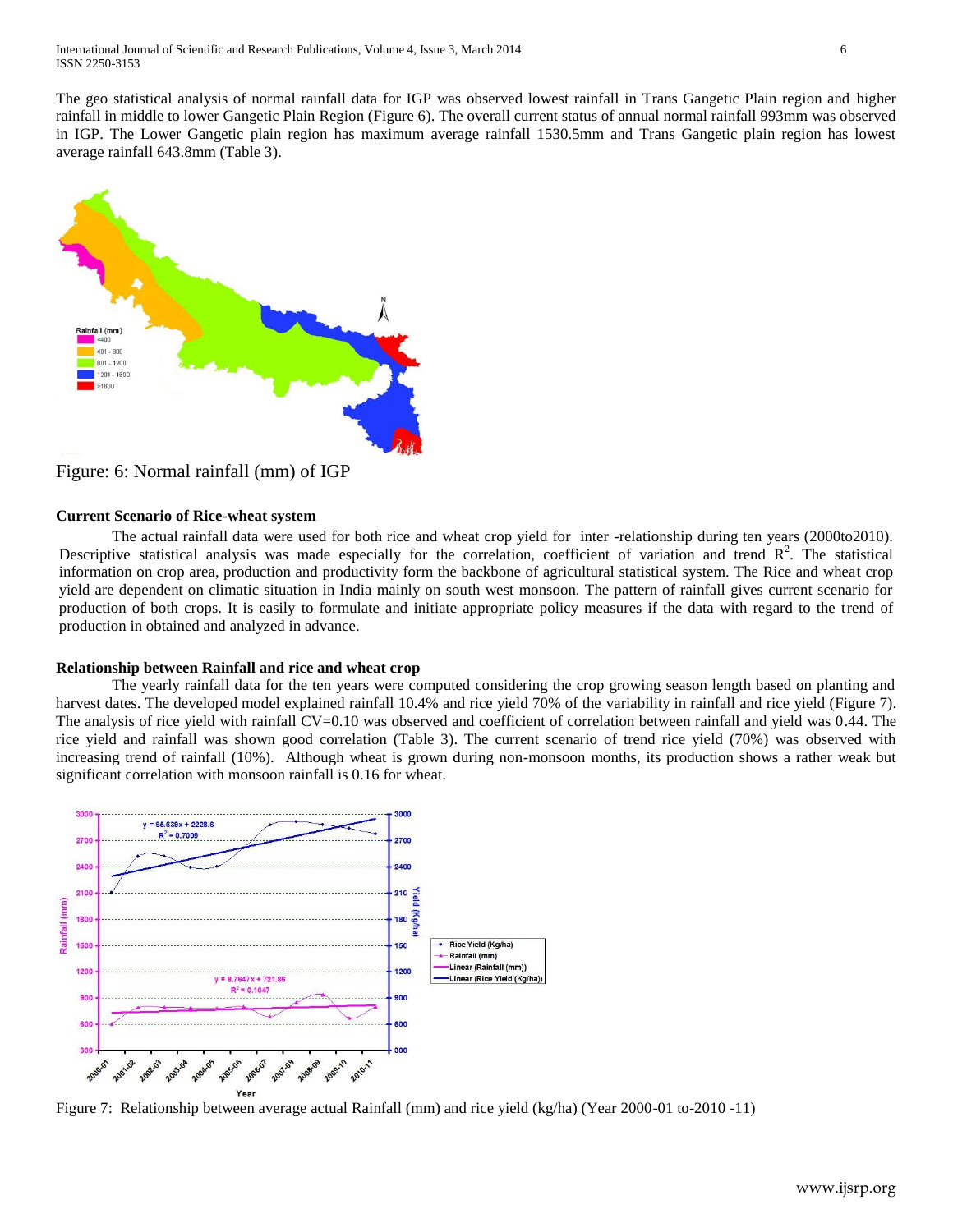The geo statistical analysis of normal rainfall data for IGP was observed lowest rainfall in Trans Gangetic Plain region and higher rainfall in middle to lower Gangetic Plain Region (Figure 6). The overall current status of annual normal rainfall 993mm was observed in IGP. The Lower Gangetic plain region has maximum average rainfall 1530.5mm and Trans Gangetic plain region has lowest average rainfall 643.8mm (Table 3).

Figure: 6: Normal rainfall (mm) of IGP

### Current Scenario of Rice-wheat system

The actual rainfall data were used for both rice and wheat crop yield for inter -relationship during ten years (2000to2010). Descriptive statistical analysis was made especially for the correlation, coefficient of variation and trend $R^2$. The statistical information on crop area, production and productivity form the backbone of agricultural statistical system. The Rice and wheat crop yield are dependent on climatic situation in India mainly on south west monsoon. The pattern of rainfall gives current scenario for production of both crops. It is easily to formulate and initiate appropriate policy measures if the data with regard to the trend of production in obtained and analyzed in advance.

### Relationship between Rainfall and rice and wheat crop

The yearly rainfall data for the ten years were computed considering the crop growing season length based on planting and harvest dates. The developed model explained rainfall 10.4% and rice yield 70% of the variability in rainfall and rice yield (Figure 7). The analysis of rice yield with rainfall CV=0.10 was observed and coefficient of correlation between rainfall and yield was 0.44. The rice yield and rainfall was shown good correlation (Table 3). The current scenario of trend rice yield (70%) was observed with increasing trend of rainfall (10%). Although wheat is grown during non-monsoon months, its production shows a rather weak but significant correlation with monsoon rainfall is 0.16 for wheat.

Figure 7: Relationship between average actual Rainfall (mm) and rice yield (kg/ha) (Year 2000-01 to-2010 -11)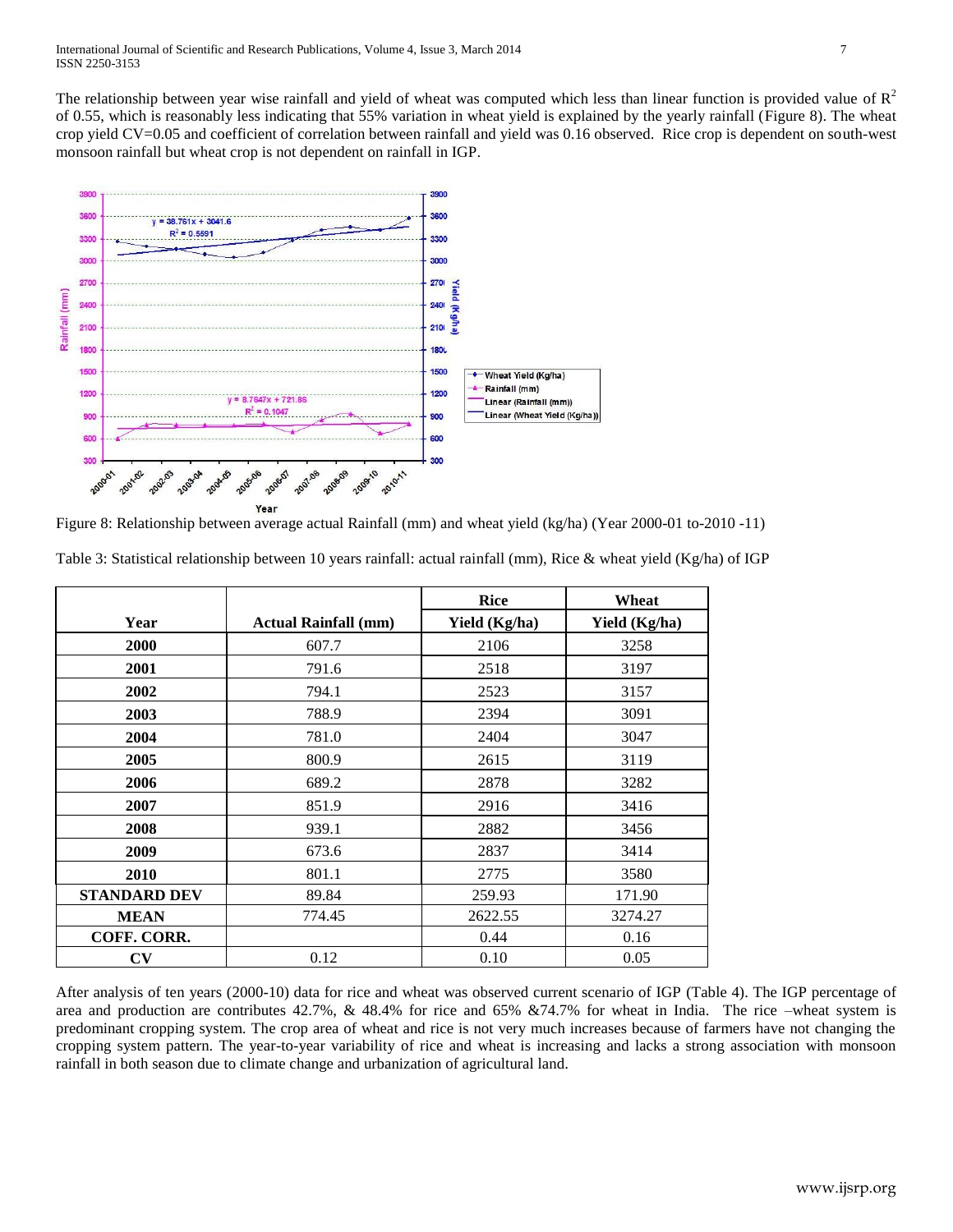The relationship between year wise rainfall and yield of wheat was computed which less than linear function is provided value of $R^2$ of 0.55, which is reasonably less indicating that 55% variation in wheat yield is explained by the yearly rainfall (Figure 8). The wheat crop yield CV=0.05 and coefficient of correlation between rainfall and yield was 0.16 observed. Rice crop is dependent on south-west monsoon rainfall but wheat crop is not dependent on rainfall in IGP.

Figure 8: Relationship between average actual Rainfall (mm) and wheat yield (kg/ha) (Year 2000-01 to-2010 -11)

Table 3: Statistical relationship between 10 years rainfall: actual rainfall (mm), Rice & wheat yield (Kg/ha) of IGP

| Year | Actual Rainfall (mm) | Rice Yield (Kg/ha) | Wheat Yield (Kg/ha) |
|---|---|---|---|
| 2000 | 607.7 | 2106 | 3258 |
| 2001 | 791.6 | 2518 | 3197 |
| 2002 | 794.1 | 2523 | 3157 |
| 2003 | 788.9 | 2394 | 3091 |
| 2004 | 781.0 | 2404 | 3047 |
| 2005 | 800.9 | 2615 | 3119 |
| 2006 | 689.2 | 2878 | 3282 |
| 2007 | 851.9 | 2916 | 3416 |
| 2008 | 939.1 | 2882 | 3456 |
| 2009 | 673.6 | 2837 | 3414 |
| 2010 | 801.1 | 2775 | 3580 |
| STANDARD DEV | 89.84 | 259.93 | 171.90 |
| MEAN | 774.45 | 2622.55 | 3274.27 |
| COFF. CORR. | | 0.44 | 0.16 |
| CV | 0.12 | 0.10 | 0.05 |

After analysis of ten years (2000-10) data for rice and wheat was observed current scenario of IGP (Table 4). The IGP percentage of area and production are contributes 42.7%, & 48.4% for rice and 65% &74.7% for wheat in India. The rice –wheat system is predominant cropping system. The crop area of wheat and rice is not very much increases because of farmers have not changing the cropping system pattern. The year-to-year variability of rice and wheat is increasing and lacks a strong association with monsoon rainfall in both season due to climate change and urbanization of agricultural land.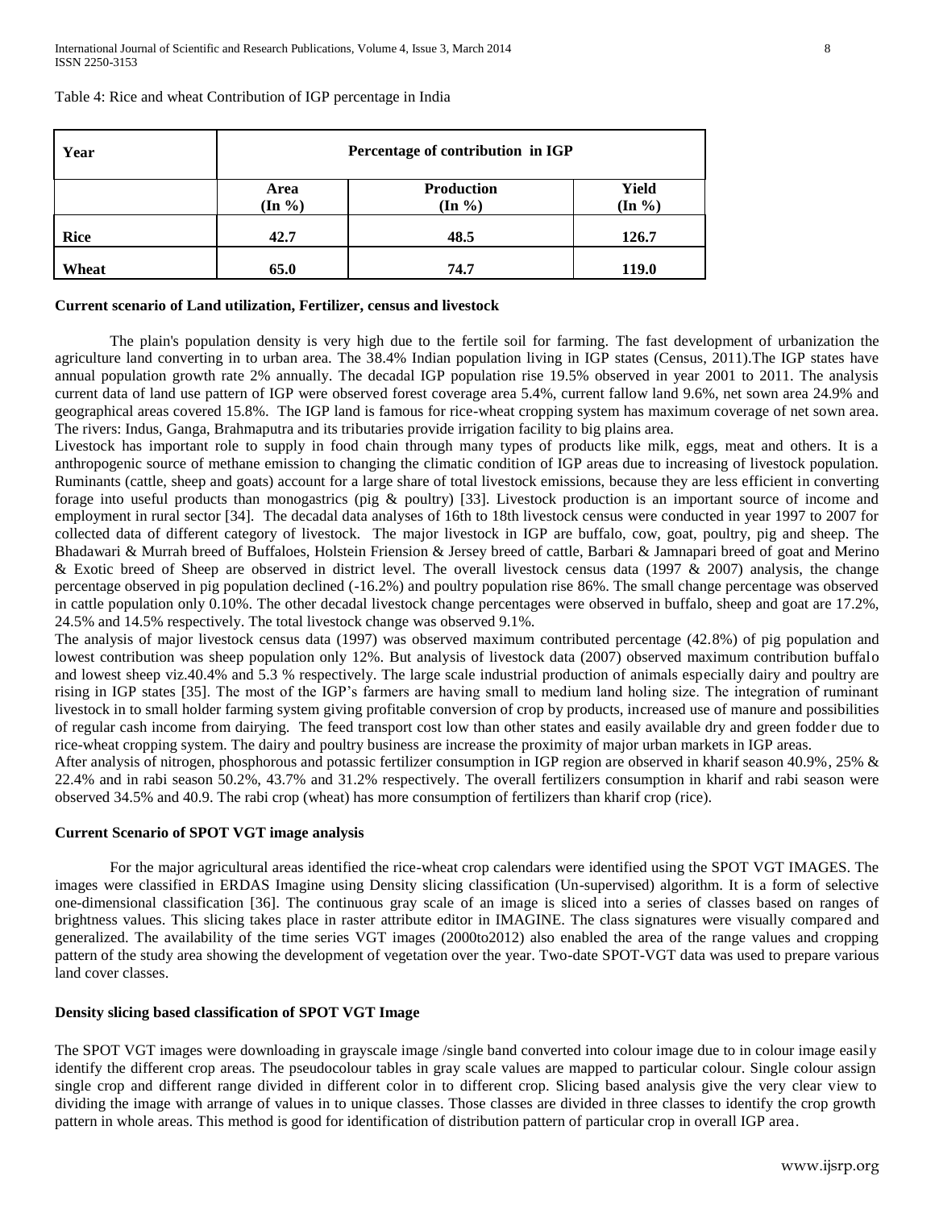Table 4: Rice and wheat Contribution of IGP percentage in India

| Year | Percentage of contribution in IGP | | |
|---|---|---|---|
| | **Area (In %)** | **Production (In %)** | **Yield (In %)** |
| **Rice** | **42.7** | **48.5** | **126.7** |
| **Wheat** | **65.0** | **74.7** | **119.0** |

**Current scenario of Land utilization, Fertilizer, census and livestock**

The plain's population density is very high due to the fertile soil for farming. The fast development of urbanization the agriculture land converting in to urban area. The 38.4% Indian population living in IGP states (Census, 2011).The IGP states have annual population growth rate 2% annually. The decadal IGP population rise 19.5% observed in year 2001 to 2011. The analysis current data of land use pattern of IGP were observed forest coverage area 5.4%, current fallow land 9.6%, net sown area 24.9% and geographical areas covered 15.8%. The IGP land is famous for rice-wheat cropping system has maximum coverage of net sown area. The rivers: Indus, Ganga, Brahmaputra and its tributaries provide irrigation facility to big plains area.

Livestock has important role to supply in food chain through many types of products like milk, eggs, meat and others. It is a anthropogenic source of methane emission to changing the climatic condition of IGP areas due to increasing of livestock population. Ruminants (cattle, sheep and goats) account for a large share of total livestock emissions, because they are less efficient in converting forage into useful products than monogastrics (pig & poultry) [33]. Livestock production is an important source of income and employment in rural sector [34]. The decadal data analyses of 16th to 18th livestock census were conducted in year 1997 to 2007 for collected data of different category of livestock. The major livestock in IGP are buffalo, cow, goat, poultry, pig and sheep. The Bhadawari & Murrah breed of Buffaloes, Holstein Friension & Jersey breed of cattle, Barbari & Jamnapari breed of goat and Merino & Exotic breed of Sheep are observed in district level. The overall livestock census data (1997 & 2007) analysis, the change percentage observed in pig population declined (-16.2%) and poultry population rise 86%. The small change percentage was observed in cattle population only 0.10%. The other decadal livestock change percentages were observed in buffalo, sheep and goat are 17.2%, 24.5% and 14.5% respectively. The total livestock change was observed 9.1%.

The analysis of major livestock census data (1997) was observed maximum contributed percentage (42.8%) of pig population and lowest contribution was sheep population only 12%. But analysis of livestock data (2007) observed maximum contribution buffalo and lowest sheep viz.40.4% and 5.3 % respectively. The large scale industrial production of animals especially dairy and poultry are rising in IGP states [35]. The most of the IGP's farmers are having small to medium land holing size. The integration of ruminant livestock in to small holder farming system giving profitable conversion of crop by products, increased use of manure and possibilities of regular cash income from dairying. The feed transport cost low than other states and easily available dry and green fodder due to rice-wheat cropping system. The dairy and poultry business are increase the proximity of major urban markets in IGP areas.

After analysis of nitrogen, phosphorous and potassic fertilizer consumption in IGP region are observed in kharif season 40.9%, 25% & 22.4% and in rabi season 50.2%, 43.7% and 31.2% respectively. The overall fertilizers consumption in kharif and rabi season were observed 34.5% and 40.9. The rabi crop (wheat) has more consumption of fertilizers than kharif crop (rice).

**Current Scenario of SPOT VGT image analysis**

For the major agricultural areas identified the rice-wheat crop calendars were identified using the SPOT VGT IMAGES. The images were classified in ERDAS Imagine using Density slicing classification (Un-supervised) algorithm. It is a form of selective one-dimensional classification [36]. The continuous gray scale of an image is sliced into a series of classes based on ranges of brightness values. This slicing takes place in raster attribute editor in IMAGINE. The class signatures were visually compared and generalized. The availability of the time series VGT images (2000to2012) also enabled the area of the range values and cropping pattern of the study area showing the development of vegetation over the year. Two-date SPOT-VGT data was used to prepare various land cover classes.

**Density slicing based classification of SPOT VGT Image**

The SPOT VGT images were downloading in grayscale image /single band converted into colour image due to in colour image easily identify the different crop areas. The pseudocolour tables in gray scale values are mapped to particular colour. Single colour assign single crop and different range divided in different color in to different crop. Slicing based analysis give the very clear view to dividing the image with arrange of values in to unique classes. Those classes are divided in three classes to identify the crop growth pattern in whole areas. This method is good for identification of distribution pattern of particular crop in overall IGP area.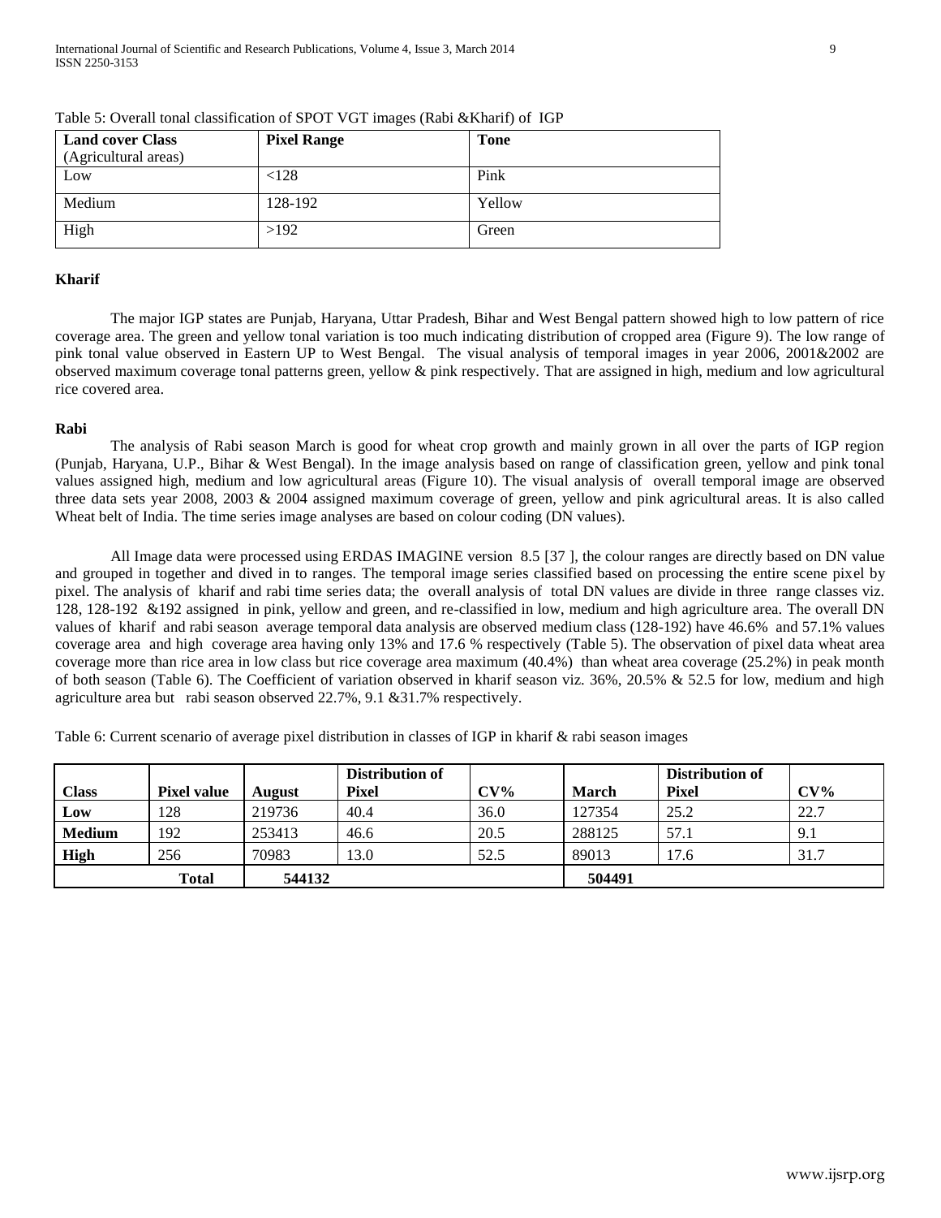Table 5: Overall tonal classification of SPOT VGT images (Rabi &Kharif) of IGP

| Land cover Class (Agricultural areas) | Pixel Range | Tone |
|---|---|---|
| Low | <128 | Pink |
| Medium | 128-192 | Yellow |
| High | >192 | Green |

**Kharif**

The major IGP states are Punjab, Haryana, Uttar Pradesh, Bihar and West Bengal pattern showed high to low pattern of rice coverage area. The green and yellow tonal variation is too much indicating distribution of cropped area (Figure 9). The low range of pink tonal value observed in Eastern UP to West Bengal. The visual analysis of temporal images in year 2006, 2001&2002 are observed maximum coverage tonal patterns green, yellow & pink respectively. That are assigned in high, medium and low agricultural rice covered area.

**Rabi**

The analysis of Rabi season March is good for wheat crop growth and mainly grown in all over the parts of IGP region (Punjab, Haryana, U.P., Bihar & West Bengal). In the image analysis based on range of classification green, yellow and pink tonal values assigned high, medium and low agricultural areas (Figure 10). The visual analysis of overall temporal image are observed three data sets year 2008, 2003 & 2004 assigned maximum coverage of green, yellow and pink agricultural areas. It is also called Wheat belt of India. The time series image analyses are based on colour coding (DN values).

All Image data were processed using ERDAS IMAGINE version 8.5 [37 ], the colour ranges are directly based on DN value and grouped in together and dived in to ranges. The temporal image series classified based on processing the entire scene pixel by pixel. The analysis of kharif and rabi time series data; the overall analysis of total DN values are divide in three range classes viz. 128, 128-192 &192 assigned in pink, yellow and green, and re-classified in low, medium and high agriculture area. The overall DN values of kharif and rabi season average temporal data analysis are observed medium class (128-192) have 46.6% and 57.1% values coverage area and high coverage area having only 13% and 17.6 % respectively (Table 5). The observation of pixel data wheat area coverage more than rice area in low class but rice coverage area maximum (40.4%) than wheat area coverage (25.2%) in peak month of both season (Table 6). The Coefficient of variation observed in kharif season viz. 36%, 20.5% & 52.5 for low, medium and high agriculture area but rabi season observed 22.7%, 9.1 &31.7% respectively.

Table 6: Current scenario of average pixel distribution in classes of IGP in kharif & rabi season images

| Class | Pixel value | August | Distribution of Pixel | CV% | March | Distribution of Pixel | CV% |
|---|---|---|---|---|---|---|---|
| **Low** | 128 | 219736 | 40.4 | 36.0 | 127354 | 25.2 | 22.7 |
| **Medium** | 192 | 253413 | 46.6 | 20.5 | 288125 | 57.1 | 9.1 |
| **High** | 256 | 70983 | 13.0 | 52.5 | 89013 | 17.6 | 31.7 |
| **Total** | | **544132** | | | **504491** | | |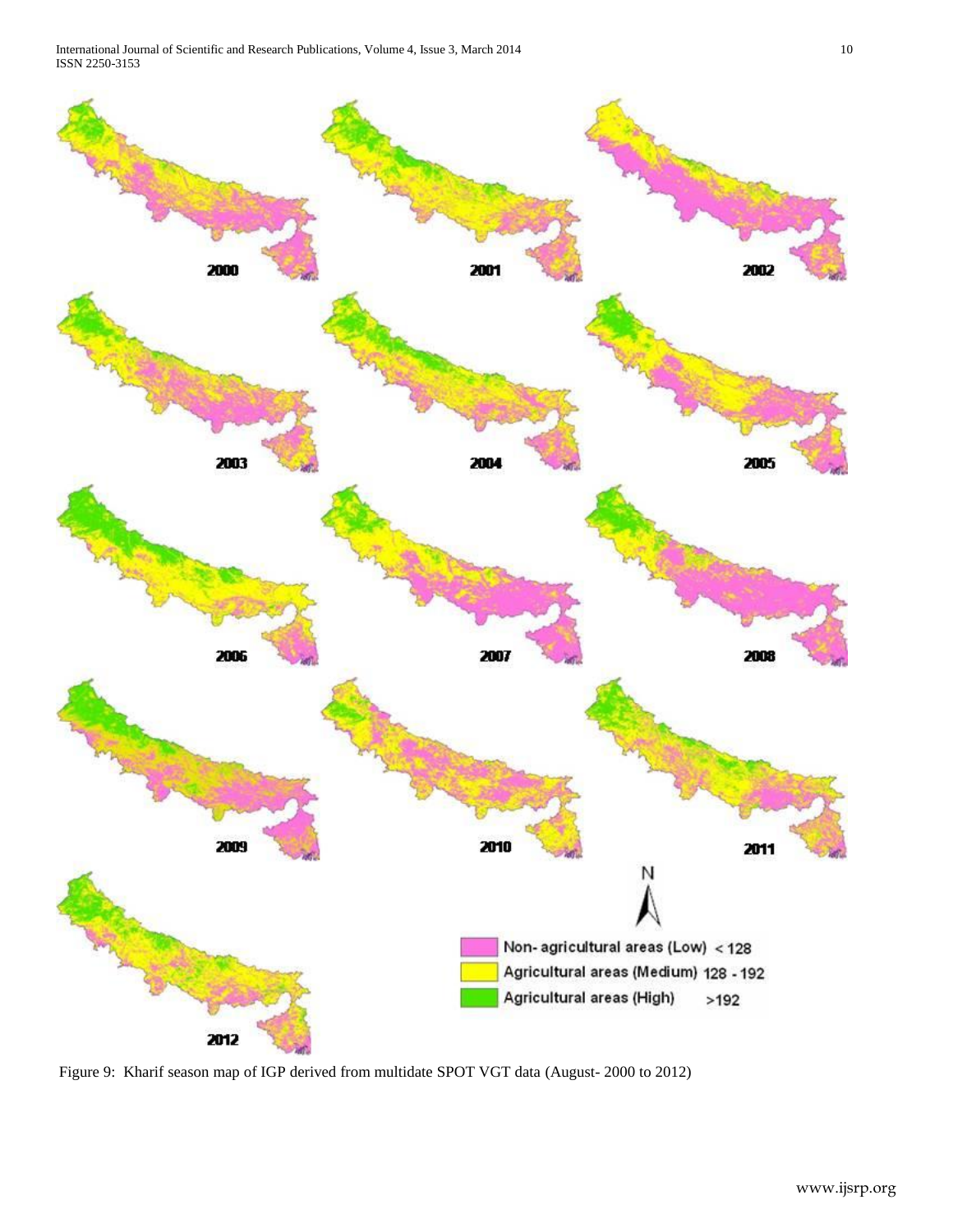Figure 9: Kharif season map of IGP derived from multidate SPOT VGT data (August- 2000 to 2012)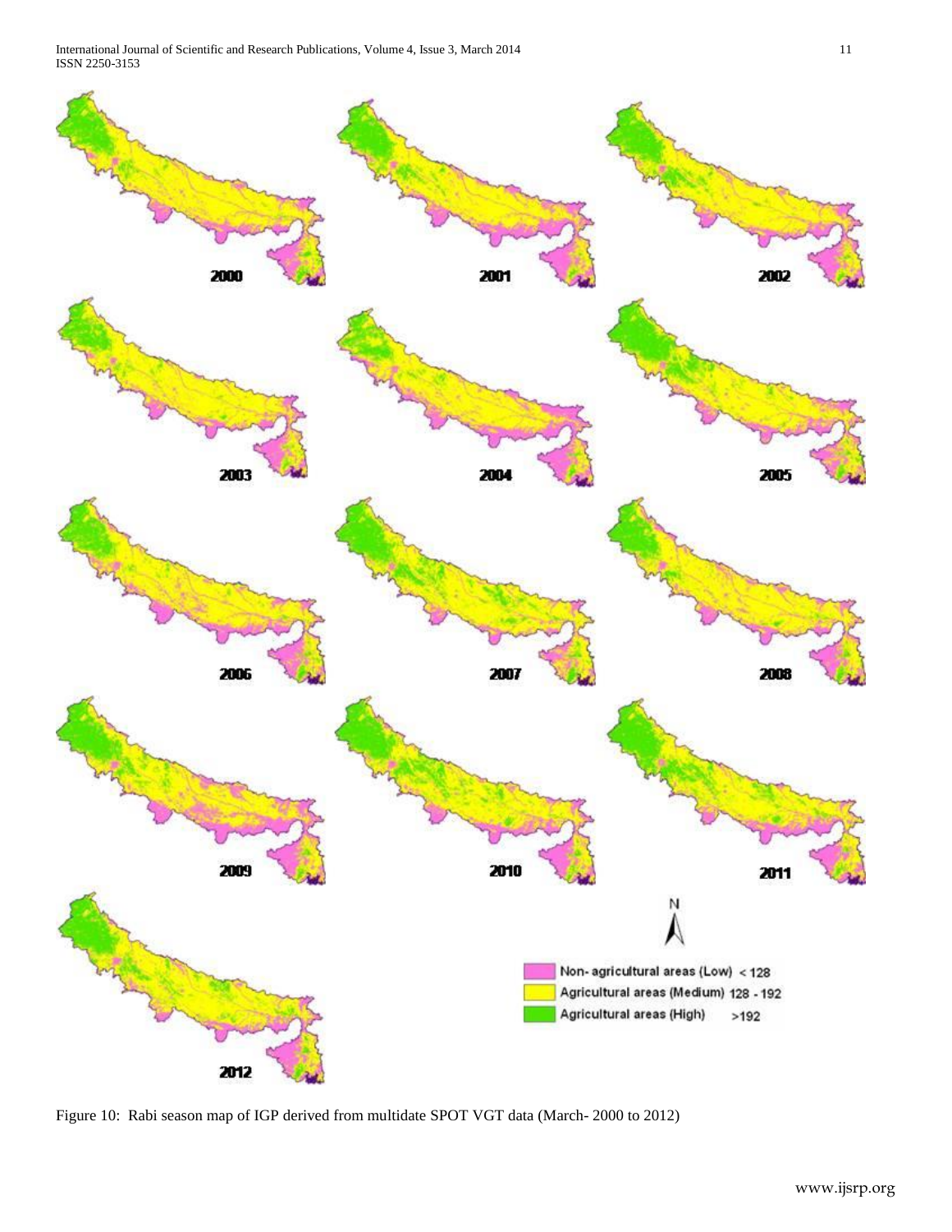Figure 10: Rabi season map of IGP derived from multidate SPOT VGT data (March- 2000 to 2012)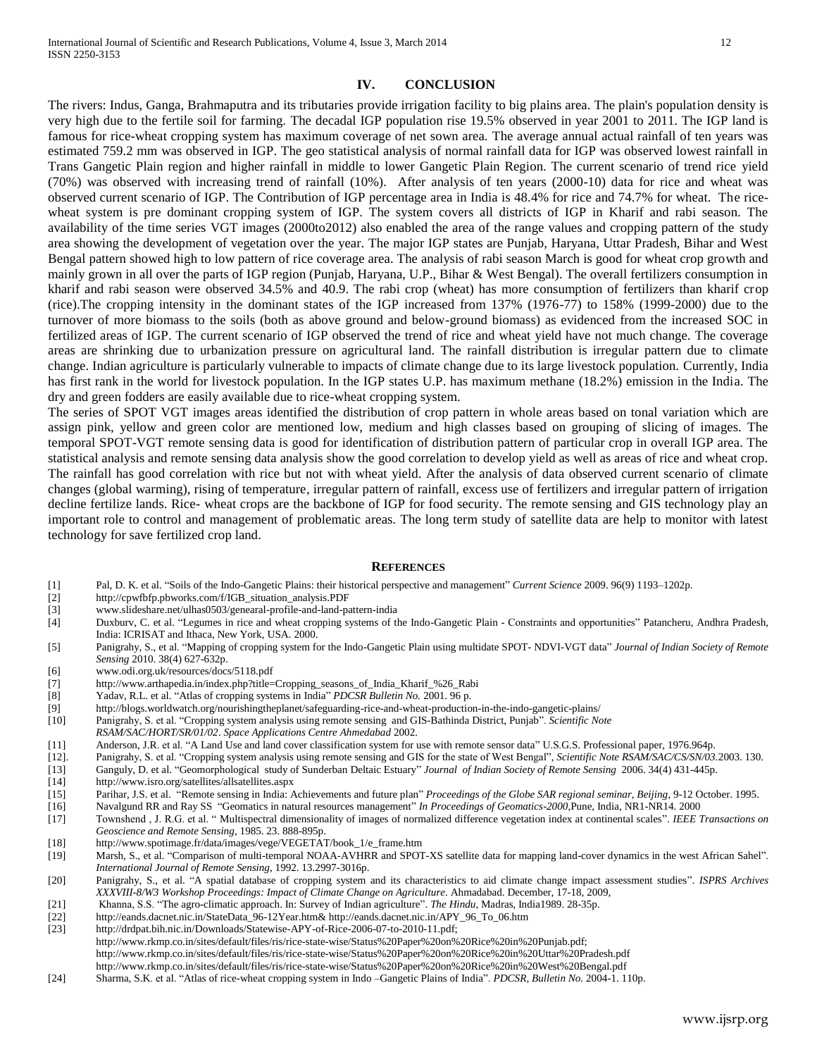## IV. CONCLUSION

The rivers: Indus, Ganga, Brahmaputra and its tributaries provide irrigation facility to big plains area. The plain's population density is very high due to the fertile soil for farming. The decadal IGP population rise 19.5% observed in year 2001 to 2011. The IGP land is famous for rice-wheat cropping system has maximum coverage of net sown area. The average annual actual rainfall of ten years was estimated 759.2 mm was observed in IGP. The geo statistical analysis of normal rainfall data for IGP was observed lowest rainfall in Trans Gangetic Plain region and higher rainfall in middle to lower Gangetic Plain Region. The current scenario of trend rice yield (70%) was observed with increasing trend of rainfall (10%). After analysis of ten years (2000-10) data for rice and wheat was observed current scenario of IGP. The Contribution of IGP percentage area in India is 48.4% for rice and 74.7% for wheat. The rice-wheat system is pre dominant cropping system of IGP. The system covers all districts of IGP in Kharif and rabi season. The availability of the time series VGT images (2000to2012) also enabled the area of the range values and cropping pattern of the study area showing the development of vegetation over the year. The major IGP states are Punjab, Haryana, Uttar Pradesh, Bihar and West Bengal pattern showed high to low pattern of rice coverage area. The analysis of rabi season March is good for wheat crop growth and mainly grown in all over the parts of IGP region (Punjab, Haryana, U.P., Bihar & West Bengal). The overall fertilizers consumption in kharif and rabi season were observed 34.5% and 40.9. The rabi crop (wheat) has more consumption of fertilizers than kharif crop (rice).The cropping intensity in the dominant states of the IGP increased from 137% (1976-77) to 158% (1999-2000) due to the turnover of more biomass to the soils (both as above ground and below-ground biomass) as evidenced from the increased SOC in fertilized areas of IGP. The current scenario of IGP observed the trend of rice and wheat yield have not much change. The coverage areas are shrinking due to urbanization pressure on agricultural land. The rainfall distribution is irregular pattern due to climate change. Indian agriculture is particularly vulnerable to impacts of climate change due to its large livestock population. Currently, India has first rank in the world for livestock population. In the IGP states U.P. has maximum methane (18.2%) emission in the India. The dry and green fodders are easily available due to rice-wheat cropping system.

The series of SPOT VGT images areas identified the distribution of crop pattern in whole areas based on tonal variation which are assign pink, yellow and green color are mentioned low, medium and high classes based on grouping of slicing of images. The temporal SPOT-VGT remote sensing data is good for identification of distribution pattern of particular crop in overall IGP area. The statistical analysis and remote sensing data analysis show the good correlation to develop yield as well as areas of rice and wheat crop. The rainfall has good correlation with rice but not with wheat yield. After the analysis of data observed current scenario of climate changes (global warming), rising of temperature, irregular pattern of rainfall, excess use of fertilizers and irregular pattern of irrigation decline fertilize lands. Rice- wheat crops are the backbone of IGP for food security. The remote sensing and GIS technology play an important role to control and management of problematic areas. The long term study of satellite data are help to monitor with latest technology for save fertilized crop land.

## REFERENCES

[1] Pal, D. K. et al. "Soils of the Indo-Gangetic Plains: their historical perspective and management" *Current Science* 2009. 96(9) 1193–1202p.

[2] http://cpwfbfp.pbworks.com/f/IGB_situation_analysis.PDF

[3] www.slideshare.net/ulhas0503/genearal-profile-and-land-pattern-india

[4] Duxburv, C. et al. "Legumes in rice and wheat cropping systems of the Indo-Gangetic Plain - Constraints and opportunities" Patancheru, Andhra Pradesh, India: ICRISAT and Ithaca, New York, USA. 2000.

[5] Panigrahy, S., et al. "Mapping of cropping system for the Indo-Gangetic Plain using multidate SPOT- NDVI-VGT data" *Journal of Indian Society of Remote Sensing* 2010. 38(4) 627-632p.

[6] www.odi.org.uk/resources/docs/5118.pdf

[7] http://www.arthapedia.in/index.php?title=Cropping_seasons_of_India_Kharif_%26_Rabi

[8] Yadav, R.L. et al. "Atlas of cropping systems in India" *PDCSR Bulletin No.* 2001. 96 p.

[9] http://blogs.worldwatch.org/nourishingtheplanet/safeguarding-rice-and-wheat-production-in-the-indo-gangetic-plains/

[10] Panigrahy, S. et al. "Cropping system analysis using remote sensing and GIS-Bathinda District, Punjab". *Scientific Note RSAM/SAC/HORT/SR/01/02*. *Space Applications Centre Ahmedabad* 2002.

[11] Anderson, J.R. et al. "A Land Use and land cover classification system for use with remote sensor data" U.S.G.S. Professional paper, 1976.964p.

[12]. Panigrahy, S. et al. "Cropping system analysis using remote sensing and GIS for the state of West Bengal", *Scientific Note RSAM/SAC/CS/SN/03*.2003. 130.

[13] Ganguly, D. et al. "Geomorphological study of Sunderban Deltaic Estuary" *Journal of Indian Society of Remote Sensing* 2006. 34(4) 431-445p.

[14] http://www.isro.org/satellites/allsatellites.aspx

[15] Parihar, J.S. et al. "Remote sensing in India: Achievements and future plan" *Proceedings of the Globe SAR regional seminar, Beijing*, 9-12 October. 1995.

[16] Navalgund RR and Ray SS "Geomatics in natural resources management" *In Proceedings of Geomatics-2000*,Pune, India, NR1-NR14. 2000

[17] Townshend , J. R.G. et al. " Multispectral dimensionality of images of normalized difference vegetation index at continental scales". *IEEE Transactions on Geoscience and Remote Sensing*, 1985. 23. 888-895p.

[18] http://www.spotimage.fr/data/images/vege/VEGETAT/book_1/e_frame.htm

[19] Marsh, S., et al. "Comparison of multi-temporal NOAA-AVHRR and SPOT-XS satellite data for mapping land-cover dynamics in the west African Sahel". *International Journal of Remote Sensing*, 1992. 13.2997-3016p.

[20] Panigrahy, S., et al. "A spatial database of cropping system and its characteristics to aid climate change impact assessment studies". *ISPRS Archives XXXVIII-8/W3 Workshop Proceedings: Impact of Climate Change on Agriculture*. Ahmadabad. December, 17-18, 2009,

[21] Khanna, S.S. "The agro-climatic approach. In: Survey of Indian agriculture". *The Hindu*, Madras, India1989. 28-35p.

[22] http://eands.dacnet.nic.in/StateData_96-12Year.htm& http://eands.dacnet.nic.in/APY_96_To_06.htm

[23] http://drdpat.bih.nic.in/Downloads/Statewise-APY-of-Rice-2006-07-to-2010-11.pdf;
http://www.rkmp.co.in/sites/default/files/ris/rice-state-wise/Status%20Paper%20on%20Rice%20in%20Punjab.pdf;
http://www.rkmp.co.in/sites/default/files/ris/rice-state-wise/Status%20Paper%20on%20Rice%20in%20Uttar%20Pradesh.pdf
http://www.rkmp.co.in/sites/default/files/ris/rice-state-wise/Status%20Paper%20on%20Rice%20in%20West%20Bengal.pdf

[24] Sharma, S.K. et al. "Atlas of rice-wheat cropping system in Indo –Gangetic Plains of India". *PDCSR, Bulletin No.* 2004-1. 110p.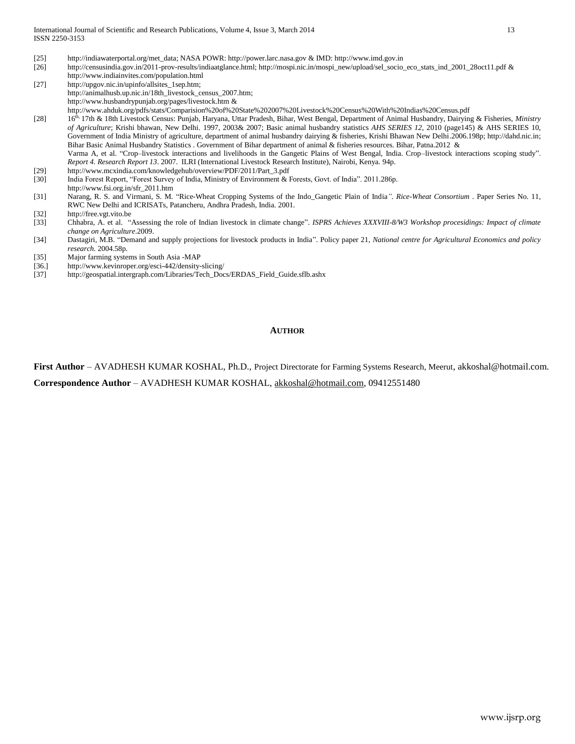[25] http://indiawaterportal.org/met_data; NASA POWR: http://power.larc.nasa.gov & IMD: http://www.imd.gov.in

[26] http://censusindia.gov.in/2011-prov-results/indiaatglance.html; http://mospi.nic.in/mospi_new/upload/sel_socio_eco_stats_ind_2001_28oct11.pdf & http://www.indiainvites.com/population.html

[27] http://upgov.nic.in/upinfo/allsites_1sep.htm;
http://animalhusb.up.nic.in/18th_livestock_census_2007.htm;
http://www.husbandrypunjab.org/pages/livestock.htm &
http://www.ahduk.org/pdfs/stats/Comparision%20of%20State%202007%20Livestock%20Census%20With%20Indias%20Census.pdf

[28] 16th, 17th & 18th Livestock Census: Punjab, Haryana, Uttar Pradesh, Bihar, West Bengal, Department of Animal Husbandry, Dairying & Fisheries, *Ministry of Agriculture*; Krishi bhawan, New Delhi. 1997, 2003& 2007; Basic animal husbandry statistics *AHS SERIES 12*, 2010 (page145) & AHS SERIES 10, Government of India Ministry of agriculture, department of animal husbandry dairying & fisheries, Krishi Bhawan New Delhi.2006.198p; http://dahd.nic.in; Bihar Basic Animal Husbandry Statistics . Government of Bihar department of animal & fisheries resources. Bihar, Patna.2012 &
Varma A, et al. "Crop–livestock interactions and livelihoods in the Gangetic Plains of West Bengal, India. Crop–livestock interactions scoping study". *Report 4. Research Report 13*. 2007. ILRI (International Livestock Research Institute), Nairobi, Kenya. 94p.

[29] http://www.mcxindia.com/knowledgehub/overview/PDF/2011/Part_3.pdf

[30] India Forest Report, "Forest Survey of India, Ministry of Environment & Forests, Govt. of India". 2011.286p.
http://www.fsi.org.in/sfr_2011.htm

[31] Narang, R. S. and Virmani, S. M. "Rice-Wheat Cropping Systems of the Indo_Gangetic Plain of India*". Rice-Wheat Consortium* . Paper Series No. 11, RWC New Delhi and ICRISATs, Patancheru, Andhra Pradesh, India. 2001.

[32] http://free.vgt.vito.be

[33] Chhabra, A. et al. "Assessing the role of Indian livestock in climate change". *ISPRS Achieves XXXVIII-8/W3 Workshop procesidings: Impact of climate change on Agriculture*.2009.

[34] Dastagiri, M.B. "Demand and supply projections for livestock products in India". Policy paper 21, *National centre for Agricultural Economics and policy research*. 2004.58p.

[35] Major farming systems in South Asia -MAP

[36.] http://www.kevinroper.org/esci-442/density-slicing/

[37] http://geospatial.intergraph.com/Libraries/Tech_Docs/ERDAS_Field_Guide.sflb.ashx

## AUTHOR

**First Author** – AVADHESH KUMAR KOSHAL, Ph.D., Project Directorate for Farming Systems Research, Meerut, akkoshal@hotmail.com.

**Correspondence Author** – AVADHESH KUMAR KOSHAL, akkoshal@hotmail.com, 09412551480